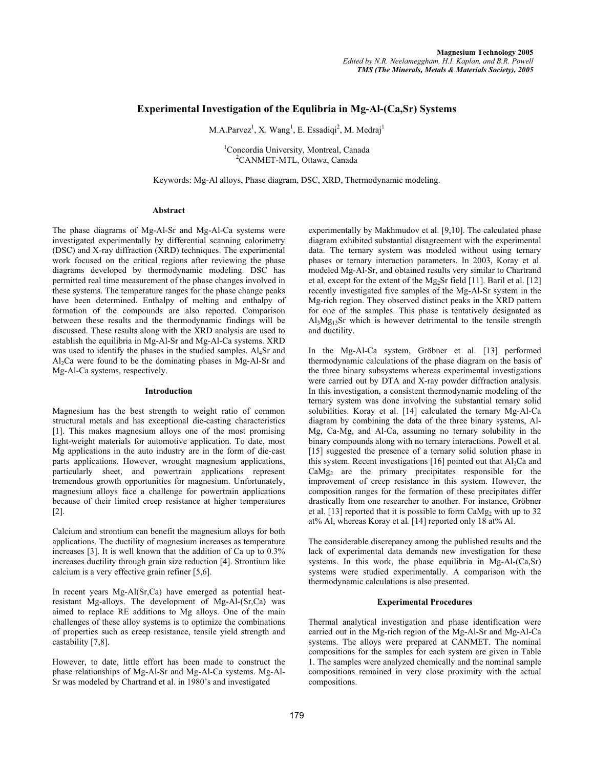Magnesium Technology 2005
*Edited by N.R. Neelameggham, H.I. Kaplan, and B.R. Powell*
***TMS (The Minerals, Metals & Materials Society), 2005***

# Experimental Investigation of the Equlibria in Mg-Al-(Ca,Sr) Systems

M.A.Parvez[1], X. Wang[1], E. Essadiqi[2], M. Medraj[1]

[1]Concordia University, Montreal, Canada
[2]CANMET-MTL, Ottawa, Canada

Keywords: Mg-Al alloys, Phase diagram, DSC, XRD, Thermodynamic modeling.

## Abstract

The phase diagrams of Mg-Al-Sr and Mg-Al-Ca systems were investigated experimentally by differential scanning calorimetry (DSC) and X-ray diffraction (XRD) techniques. The experimental work focused on the critical regions after reviewing the phase diagrams developed by thermodynamic modeling. DSC has permitted real time measurement of the phase changes involved in these systems. The temperature ranges for the phase change peaks have been determined. Enthalpy of melting and enthalpy of formation of the compounds are also reported. Comparison between these results and the thermodynamic findings will be discussed. These results along with the XRD analysis are used to establish the equilibria in Mg-Al-Sr and Mg-Al-Ca systems. XRD was used to identify the phases in the studied samples. $Al_4Sr$ and $Al_2Ca$ were found to be the dominating phases in Mg-Al-Sr and Mg-Al-Ca systems, respectively.

## Introduction

Magnesium has the best strength to weight ratio of common structural metals and has exceptional die-casting characteristics [1]. This makes magnesium alloys one of the most promising light-weight materials for automotive application. To date, most Mg applications in the auto industry are in the form of die-cast parts applications. However, wrought magnesium applications, particularly sheet, and powertrain applications represent tremendous growth opportunities for magnesium. Unfortunately, magnesium alloys face a challenge for powertrain applications because of their limited creep resistance at higher temperatures [2].

Calcium and strontium can benefit the magnesium alloys for both applications. The ductility of magnesium increases as temperature increases [3]. It is well known that the addition of Ca up to 0.3% increases ductility through grain size reduction [4]. Strontium like calcium is a very effective grain refiner [5,6].

In recent years Mg-Al(Sr,Ca) have emerged as potential heat-resistant Mg-alloys. The development of Mg-Al-(Sr,Ca) was aimed to replace RE additions to Mg alloys. One of the main challenges of these alloy systems is to optimize the combinations of properties such as creep resistance, tensile yield strength and castability [7,8].

However, to date, little effort has been made to construct the phase relationships of Mg-Al-Sr and Mg-Al-Ca systems. Mg-Al-Sr was modeled by Chartrand et al. in 1980's and investigated experimentally by Makhmudov et al. [9,10]. The calculated phase diagram exhibited substantial disagreement with the experimental data. The ternary system was modeled without using ternary phases or ternary interaction parameters. In 2003, Koray et al. modeled Mg-Al-Sr, and obtained results very similar to Chartrand et al. except for the extent of the $Mg_2Sr$ field [11]. Baril et al. [12] recently investigated five samples of the Mg-Al-Sr system in the Mg-rich region. They observed distinct peaks in the XRD pattern for one of the samples. This phase is tentatively designated as $Al_3Mg_{13}Sr$ which is however detrimental to the tensile strength and ductility.

In the Mg-Al-Ca system, Gröbner et al. [13] performed thermodynamic calculations of the phase diagram on the basis of the three binary subsystems whereas experimental investigations were carried out by DTA and X-ray powder diffraction analysis. In this investigation, a consistent thermodynamic modeling of the ternary system was done involving the substantial ternary solid solubilities. Koray et al. [14] calculated the ternary Mg-Al-Ca diagram by combining the data of the three binary systems, Al-Mg, Ca-Mg, and Al-Ca, assuming no ternary solubility in the binary compounds along with no ternary interactions. Powell et al. [15] suggested the presence of a ternary solid solution phase in this system. Recent investigations [16] pointed out that $Al_2Ca$ and $CaMg_2$ are the primary precipitates responsible for the improvement of creep resistance in this system. However, the composition ranges for the formation of these precipitates differ drastically from one researcher to another. For instance, Gröbner et al. [13] reported that it is possible to form $CaMg_2$ with up to 32 at% Al, whereas Koray et al*.* [14] reported only 18 at% Al.

The considerable discrepancy among the published results and the lack of experimental data demands new investigation for these systems. In this work, the phase equilibria in Mg-Al-(Ca,Sr) systems were studied experimentally. A comparison with the thermodynamic calculations is also presented.

## Experimental Procedures

Thermal analytical investigation and phase identification were carried out in the Mg-rich region of the Mg-Al-Sr and Mg-Al-Ca systems. The alloys were prepared at CANMET. The nominal compositions for the samples for each system are given in Table 1. The samples were analyzed chemically and the nominal sample compositions remained in very close proximity with the actual compositions.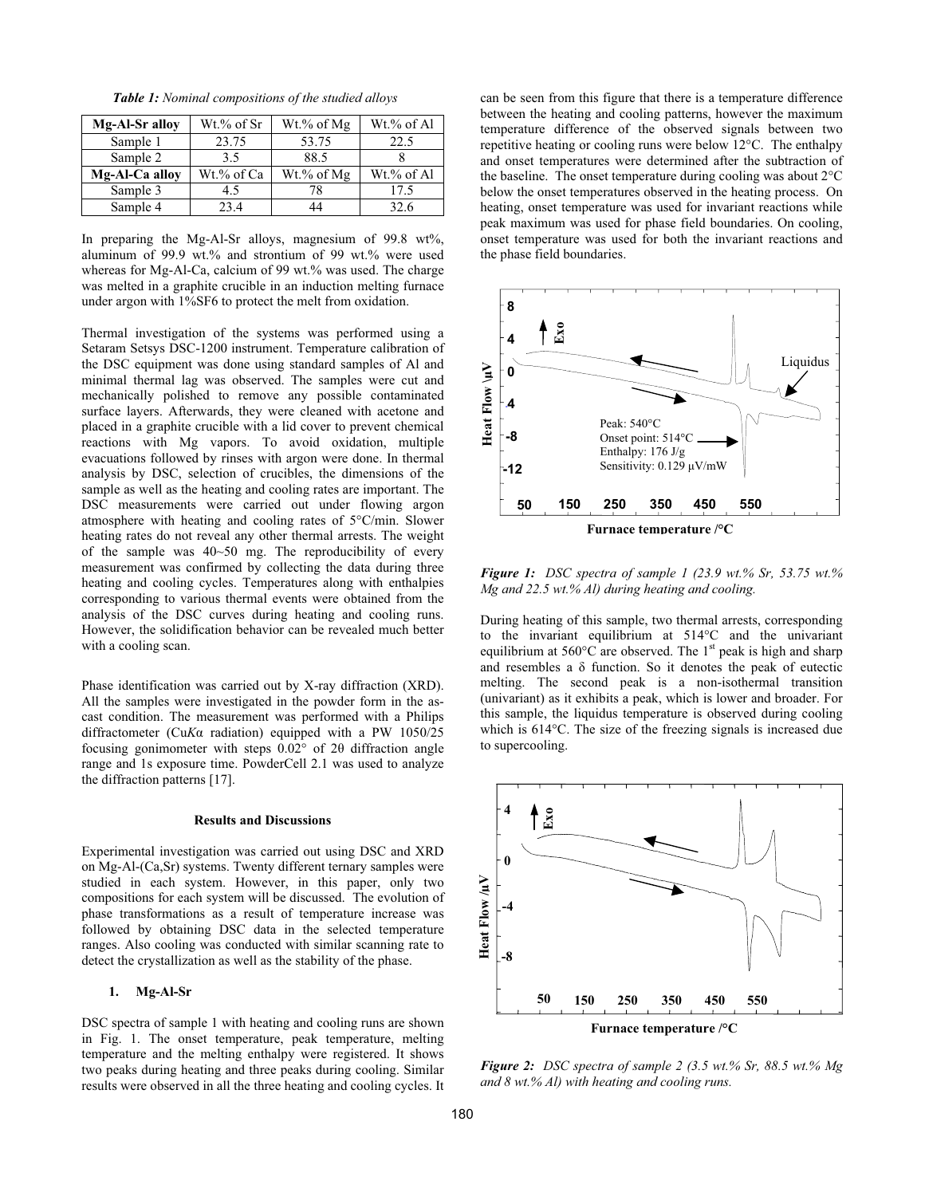***Table 1:*** *Nominal compositions of the studied alloys*

| **Mg-Al-Sr alloy** | Wt.% of Sr | Wt.% of Mg | Wt.% of Al |
|---|---|---|---|
| Sample 1 | 23.75 | 53.75 | 22.5 |
| Sample 2 | 3.5 | 88.5 | 8 |
| **Mg-Al-Ca alloy** | Wt.% of Ca | Wt.% of Mg | Wt.% of Al |
| Sample 3 | 4.5 | 78 | 17.5 |
| Sample 4 | 23.4 | 44 | 32.6 |

In preparing the Mg-Al-Sr alloys, magnesium of 99.8 wt%, aluminum of 99.9 wt.% and strontium of 99 wt.% were used whereas for Mg-Al-Ca, calcium of 99 wt.% was used. The charge was melted in a graphite crucible in an induction melting furnace under argon with 1%SF6 to protect the melt from oxidation.

Thermal investigation of the systems was performed using a Setaram Setsys DSC-1200 instrument. Temperature calibration of the DSC equipment was done using standard samples of Al and minimal thermal lag was observed. The samples were cut and mechanically polished to remove any possible contaminated surface layers. Afterwards, they were cleaned with acetone and placed in a graphite crucible with a lid cover to prevent chemical reactions with Mg vapors. To avoid oxidation, multiple evacuations followed by rinses with argon were done. In thermal analysis by DSC, selection of crucibles, the dimensions of the sample as well as the heating and cooling rates are important. The DSC measurements were carried out under flowing argon atmosphere with heating and cooling rates of 5°C/min. Slower heating rates do not reveal any other thermal arrests. The weight of the sample was 40~50 mg. The reproducibility of every measurement was confirmed by collecting the data during three heating and cooling cycles. Temperatures along with enthalpies corresponding to various thermal events were obtained from the analysis of the DSC curves during heating and cooling runs. However, the solidification behavior can be revealed much better with a cooling scan.

Phase identification was carried out by X-ray diffraction (XRD). All the samples were investigated in the powder form in the as-cast condition. The measurement was performed with a Philips diffractometer (Cu*Kα* radiation) equipped with a PW 1050/25 focusing gonimometer with steps 0.02° of 2θ diffraction angle range and 1s exposure time. PowderCell 2.1 was used to analyze the diffraction patterns [17].

## Results and Discussions

Experimental investigation was carried out using DSC and XRD on Mg-Al-(Ca,Sr) systems. Twenty different ternary samples were studied in each system. However, in this paper, only two compositions for each system will be discussed. The evolution of phase transformations as a result of temperature increase was followed by obtaining DSC data in the selected temperature ranges. Also cooling was conducted with similar scanning rate to detect the crystallization as well as the stability of the phase.

### 1. Mg-Al-Sr

DSC spectra of sample 1 with heating and cooling runs are shown in Fig. 1. The onset temperature, peak temperature, melting temperature and the melting enthalpy were registered. It shows two peaks during heating and three peaks during cooling. Similar results were observed in all the three heating and cooling cycles. It can be seen from this figure that there is a temperature difference between the heating and cooling patterns, however the maximum temperature difference of the observed signals between two repetitive heating or cooling runs were below 12°C. The enthalpy and onset temperatures were determined after the subtraction of the baseline. The onset temperature during cooling was about 2°C below the onset temperatures observed in the heating process. On heating, onset temperature was used for invariant reactions while peak maximum was used for phase field boundaries. On cooling, onset temperature was used for both the invariant reactions and the phase field boundaries.

Heat Flow \µV
8
4
0
-4
-8
-12
Exo
Liquidus
Peak: 540°C
Onset point: 514°C
Enthalpy: 176 J/g
Sensitivity: 0.129 µV/mW
50 150 250 350 450 550
Furnace temperature /°C

*Figure 1: DSC spectra of sample 1 (23.9 wt.% Sr, 53.75 wt.% Mg and 22.5 wt.% Al) during heating and cooling.*

During heating of this sample, two thermal arrests, corresponding to the invariant equilibrium at 514°C and the univariant equilibrium at 560°C are observed. The 1st peak is high and sharp and resembles a δ function. So it denotes the peak of eutectic melting. The second peak is a non-isothermal transition (univariant) as it exhibits a peak, which is lower and broader. For this sample, the liquidus temperature is observed during cooling which is 614°C. The size of the freezing signals is increased due to supercooling.

Heat Flow /µV
4
0
-4
-8
Exo
50 150 250 350 450 550
Furnace temperature /°C

*Figure 2: DSC spectra of sample 2 (3.5 wt.% Sr, 88.5 wt.% Mg and 8 wt.% Al) with heating and cooling runs.*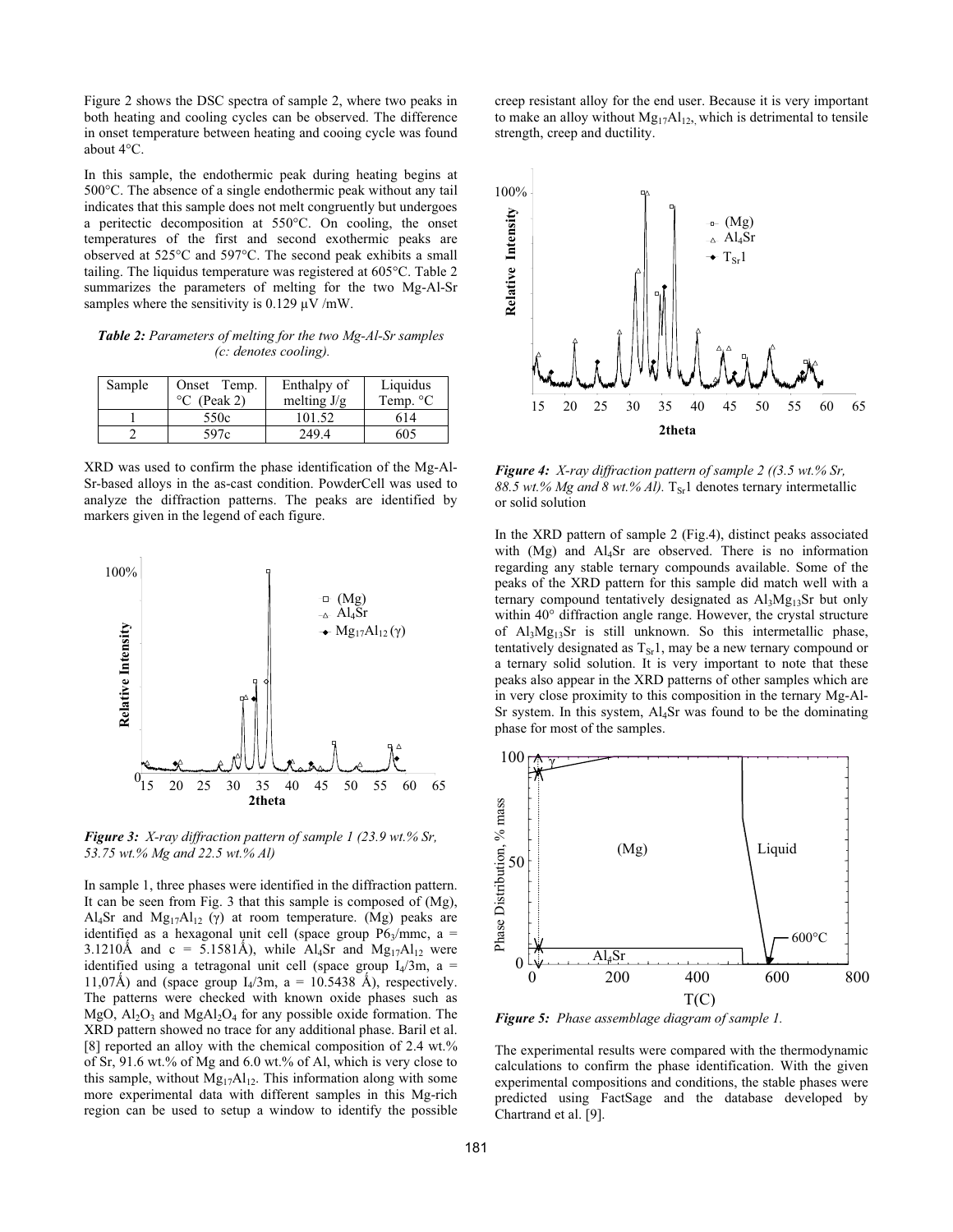Figure 2 shows the DSC spectra of sample 2, where two peaks in both heating and cooling cycles can be observed. The difference in onset temperature between heating and cooing cycle was found about 4°C.

In this sample, the endothermic peak during heating begins at 500°C. The absence of a single endothermic peak without any tail indicates that this sample does not melt congruently but undergoes a peritectic decomposition at 550°C. On cooling, the onset temperatures of the first and second exothermic peaks are observed at 525°C and 597°C. The second peak exhibits a small tailing. The liquidus temperature was registered at 605°C. Table 2 summarizes the parameters of melting for the two Mg-Al-Sr samples where the sensitivity is 0.129 µV /mW.

***Table 2:*** *Parameters of melting for the two Mg-Al-Sr samples (c: denotes cooling).*

| Sample | Onset Temp. °C (Peak 2) | Enthalpy of melting J/g | Liquidus Temp. °C |
|---|---|---|---|
| 1 | 550c | 101.52 | 614 |
| 2 | 597c | 249.4 | 605 |

XRD was used to confirm the phase identification of the Mg-Al-Sr-based alloys in the as-cast condition. PowderCell was used to analyze the diffraction patterns. The peaks are identified by markers given in the legend of each figure.

100%
Relative Intensity
0
15 20 25 30 35 40 45 50 55 60 65
2theta
(Mg)
$Al_4Sr$
$Mg_{17}Al_{12}$ (γ)

***Figure 3:*** *X-ray diffraction pattern of sample 1 (23.9 wt.% Sr, 53.75 wt.% Mg and 22.5 wt.% Al)*

In sample 1, three phases were identified in the diffraction pattern. It can be seen from Fig. 3 that this sample is composed of (Mg), $Al_4Sr$ and $Mg_{17}Al_{12}$ (γ) at room temperature. (Mg) peaks are identified as a hexagonal unit cell (space group $P6_3/mmc$, a = 3.1210Å and c = 5.1581Å), while $Al_4Sr$ and $Mg_{17}Al_{12}$ were identified using a tetragonal unit cell (space group $I_4/3m$, a = 11,07Å) and (space group $I_4/3m$, a = 10.5438 Å), respectively. The patterns were checked with known oxide phases such as MgO, $Al_2O_3$ and $MgAl_2O_4$ for any possible oxide formation. The XRD pattern showed no trace for any additional phase. Baril et al. [8] reported an alloy with the chemical composition of 2.4 wt.% of Sr, 91.6 wt.% of Mg and 6.0 wt.% of Al, which is very close to this sample, without $Mg_{17}Al_{12}$. This information along with some more experimental data with different samples in this Mg-rich region can be used to setup a window to identify the possible creep resistant alloy for the end user. Because it is very important to make an alloy without $Mg_{17}Al_{12}$, which is detrimental to tensile strength, creep and ductility.

100%
Relative Intensity
15 20 25 30 35 40 45 50 55 60 65
2theta
(Mg)
$Al_4Sr$
$T_{Sr}1$

***Figure 4:*** *X-ray diffraction pattern of sample 2 ((3.5 wt.% Sr, 88.5 wt.% Mg and 8 wt.% Al).* $T_{Sr}1$ denotes ternary intermetallic or solid solution

In the XRD pattern of sample 2 (Fig.4), distinct peaks associated with (Mg) and $Al_4Sr$ are observed. There is no information regarding any stable ternary compounds available. Some of the peaks of the XRD pattern for this sample did match well with a ternary compound tentatively designated as $Al_3Mg_{13}Sr$ but only within 40° diffraction angle range. However, the crystal structure of $Al_3Mg_{13}Sr$ is still unknown. So this intermetallic phase, tentatively designated as $T_{Sr}1$, may be a new ternary compound or a ternary solid solution. It is very important to note that these peaks also appear in the XRD patterns of other samples which are in very close proximity to this composition in the ternary Mg-Al-Sr system. In this system, $Al_4Sr$ was found to be the dominating phase for most of the samples.

100
50
0
Phase Distribution, % mass
0 200 400 600 800
T(C)
γ
(Mg)
Liquid
600°C
$Al_4Sr$

***Figure 5:*** *Phase assemblage diagram of sample 1.*

The experimental results were compared with the thermodynamic calculations to confirm the phase identification. With the given experimental compositions and conditions, the stable phases were predicted using FactSage and the database developed by Chartrand et al. [9].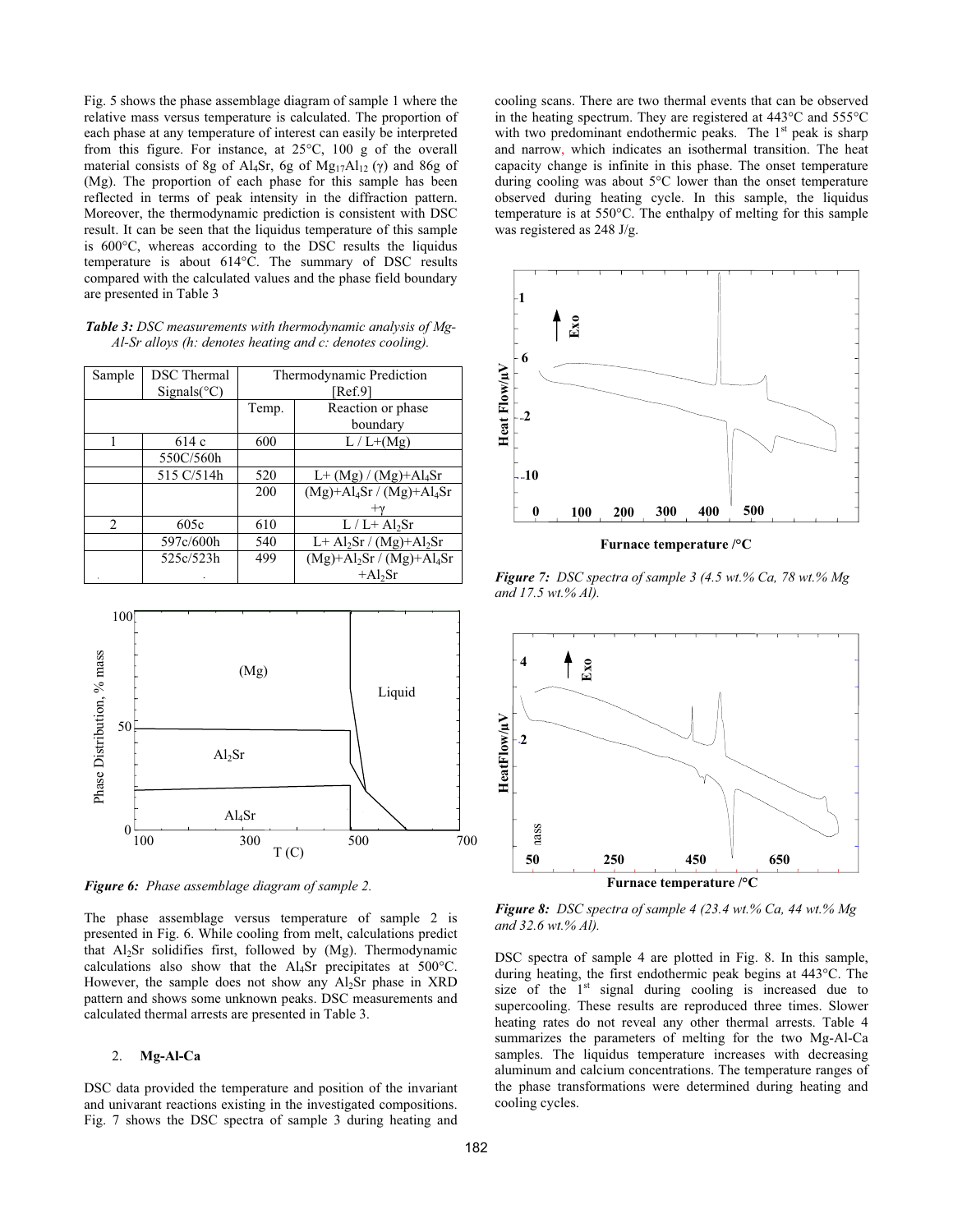Fig. 5 shows the phase assemblage diagram of sample 1 where the relative mass versus temperature is calculated. The proportion of each phase at any temperature of interest can easily be interpreted from this figure. For instance, at 25°C, 100 g of the overall material consists of 8g of $Al_4Sr$, 6g of $Mg_{17}Al_{12}$ (γ) and 86g of (Mg). The proportion of each phase for this sample has been reflected in terms of peak intensity in the diffraction pattern. Moreover, the thermodynamic prediction is consistent with DSC result. It can be seen that the liquidus temperature of this sample is 600°C, whereas according to the DSC results the liquidus temperature is about 614°C. The summary of DSC results compared with the calculated values and the phase field boundary are presented in Table 3

***Table 3:** DSC measurements with thermodynamic analysis of Mg-Al-Sr alloys (h: denotes heating and c: denotes cooling).*

| Sample | DSC Thermal Signals(°C) | Thermodynamic Prediction [Ref.9] | |
|---|---|---|---|
| | | Temp. | Reaction or phase boundary |
| 1 | 614 c | 600 | L / L+(Mg) |
| | 550C/560h | | |
| | 515 C/514h | 520 | L+ (Mg) / (Mg)+$Al_4Sr$ |
| | | 200 | (Mg)+$Al_4Sr$ / (Mg)+$Al_4Sr$ +γ |
| 2 | 605c | 610 | L / L+ $Al_2Sr$ |
| | 597c/600h | 540 | L+ $Al_2Sr$ / (Mg)+$Al_2Sr$ |
| | 525c/523h | 499 | (Mg)+$Al_2Sr$ / (Mg)+$Al_4Sr$ +$Al_2Sr$ |

Phase Distribution, % mass
0
50
100
100
300
500
700
T (C)
(Mg)
Liquid
$Al_2Sr$
$Al_4Sr$

***Figure 6:** Phase assemblage diagram of sample 2.*

The phase assemblage versus temperature of sample 2 is presented in Fig. 6. While cooling from melt, calculations predict that $Al_2Sr$ solidifies first, followed by (Mg). Thermodynamic calculations also show that the $Al_4Sr$ precipitates at 500°C. However, the sample does not show any $Al_2Sr$ phase in XRD pattern and shows some unknown peaks. DSC measurements and calculated thermal arrests are presented in Table 3.

## 2. Mg-Al-Ca

DSC data provided the temperature and position of the invariant and univarant reactions existing in the investigated compositions. Fig. 7 shows the DSC spectra of sample 3 during heating and cooling scans. There are two thermal events that can be observed in the heating spectrum. They are registered at 443°C and 555°C with two predominant endothermic peaks. The 1st peak is sharp and narrow, which indicates an isothermal transition. The heat capacity change is infinite in this phase. The onset temperature during cooling was about 5°C lower than the onset temperature observed during heating cycle. In this sample, the liquidus temperature is at 550°C. The enthalpy of melting for this sample was registered as 248 J/g.

Heat Flow/µV
Exo
1
6
-2
-10
0
100
200
300
400
500
Furnace temperature /°C

***Figure 7:** DSC spectra of sample 3 (4.5 wt.% Ca, 78 wt.% Mg and 17.5 wt.% Al).*

HeatFlow/µV
Exo
4
-2
50
250
450
650
Furnace temperature /°C

***Figure 8:** DSC spectra of sample 4 (23.4 wt.% Ca, 44 wt.% Mg and 32.6 wt.% Al).*

DSC spectra of sample 4 are plotted in Fig. 8. In this sample, during heating, the first endothermic peak begins at 443°C. The size of the 1st signal during cooling is increased due to supercooling. These results are reproduced three times. Slower heating rates do not reveal any other thermal arrests. Table 4 summarizes the parameters of melting for the two Mg-Al-Ca samples. The liquidus temperature increases with decreasing aluminum and calcium concentrations. The temperature ranges of the phase transformations were determined during heating and cooling cycles.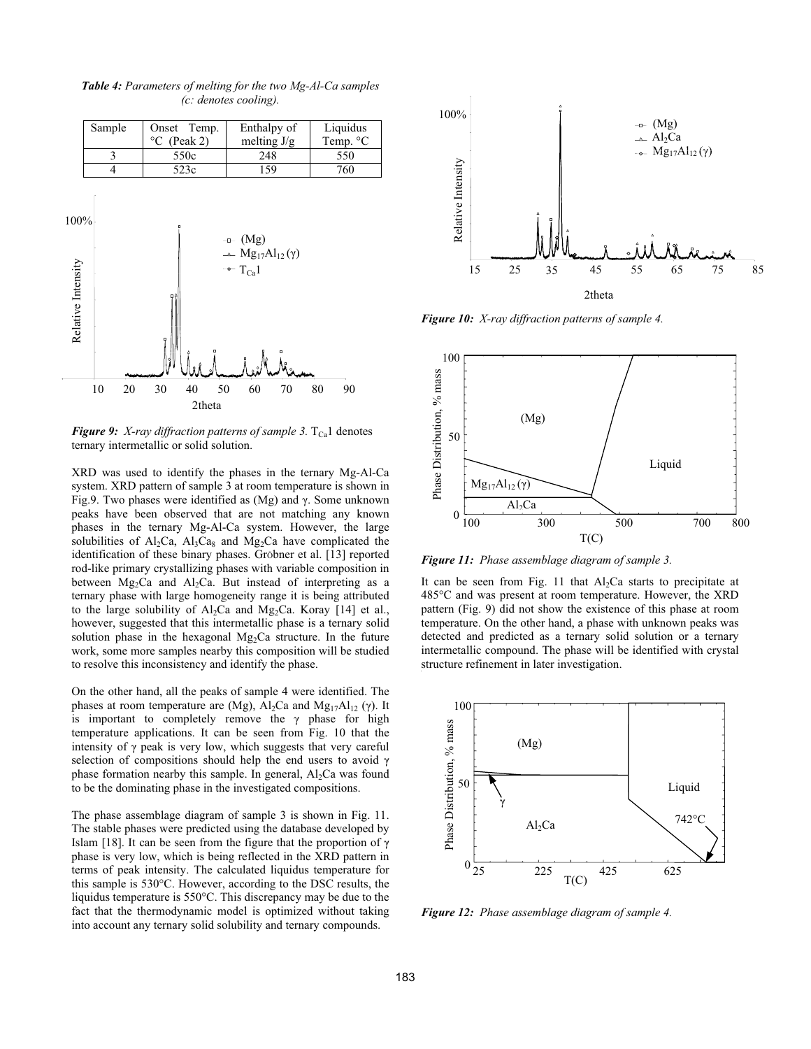*Table 4: Parameters of melting for the two Mg-Al-Ca samples (c: denotes cooling).*

| Sample | Onset Temp. °C (Peak 2) | Enthalpy of melting J/g | Liquidus Temp. °C |
|---|---|---|---|
| 3 | 550c | 248 | 550 |
| 4 | 523c | 159 | 760 |

100%
Relative Intensity
(Mg)
$Mg_{17}Al_{12}$ (γ)
$T_{Ca}1$
10 20 30 40 50 60 70 80 90
2theta

*Figure 9: X-ray diffraction patterns of sample 3.* $T_{Ca}1$ denotes ternary intermetallic or solid solution.

XRD was used to identify the phases in the ternary Mg-Al-Ca system. XRD pattern of sample 3 at room temperature is shown in Fig.9. Two phases were identified as (Mg) and γ. Some unknown peaks have been observed that are not matching any known phases in the ternary Mg-Al-Ca system. However, the large solubilities of $Al_2Ca$, $Al_3Ca_8$ and $Mg_2Ca$ have complicated the identification of these binary phases. Gröbner et al. [13] reported rod-like primary crystallizing phases with variable composition in between $Mg_2Ca$ and $Al_2Ca$. But instead of interpreting as a ternary phase with large homogeneity range it is being attributed to the large solubility of $Al_2Ca$ and $Mg_2Ca$. Koray [14] et al., however, suggested that this intermetallic phase is a ternary solid solution phase in the hexagonal $Mg_2Ca$ structure. In the future work, some more samples nearby this composition will be studied to resolve this inconsistency and identify the phase.

On the other hand, all the peaks of sample 4 were identified. The phases at room temperature are (Mg), $Al_2Ca$ and $Mg_{17}Al_{12}$ (γ). It is important to completely remove the γ phase for high temperature applications. It can be seen from Fig. 10 that the intensity of γ peak is very low, which suggests that very careful selection of compositions should help the end users to avoid γ phase formation nearby this sample. In general, $Al_2Ca$ was found to be the dominating phase in the investigated compositions.

The phase assemblage diagram of sample 3 is shown in Fig. 11. The stable phases were predicted using the database developed by Islam [18]. It can be seen from the figure that the proportion of γ phase is very low, which is being reflected in the XRD pattern in terms of peak intensity. The calculated liquidus temperature for this sample is 530°C. However, according to the DSC results, the liquidus temperature is 550°C. This discrepancy may be due to the fact that the thermodynamic model is optimized without taking into account any ternary solid solubility and ternary compounds.

100%
Relative Intensity
(Mg)
$Al_2Ca$
$Mg_{17}Al_{12}$ (γ)
15 25 35 45 55 65 75 85
2theta

*Figure 10: X-ray diffraction patterns of sample 4.*

100
Phase Distribution, % mass
50
0
(Mg)
Liquid
$Mg_{17}Al_{12}$ (γ)
$Al_2Ca$
100 300 500 700 800
T(C)

*Figure 11: Phase assemblage diagram of sample 3.*

It can be seen from Fig. 11 that $Al_2Ca$ starts to precipitate at 485°C and was present at room temperature. However, the XRD pattern (Fig. 9) did not show the existence of this phase at room temperature. On the other hand, a phase with unknown peaks was detected and predicted as a ternary solid solution or a ternary intermetallic compound. The phase will be identified with crystal structure refinement in later investigation.

100
Phase Distribution, % mass
50
0
(Mg)
γ
$Al_2Ca$
Liquid
742°C
25 225 425 625
T(C)

*Figure 12: Phase assemblage diagram of sample 4.*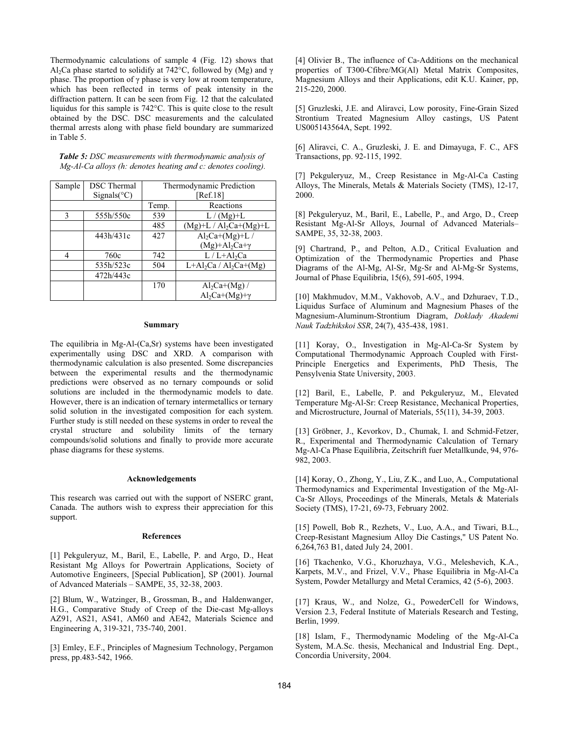Thermodynamic calculations of sample 4 (Fig. 12) shows that $Al_2Ca$ phase started to solidify at 742°C, followed by (Mg) and $\gamma$ phase. The proportion of $\gamma$ phase is very low at room temperature, which has been reflected in terms of peak intensity in the diffraction pattern. It can be seen from Fig. 12 that the calculated liquidus for this sample is 742°C. This is quite close to the result obtained by the DSC. DSC measurements and the calculated thermal arrests along with phase field boundary are summarized in Table 5.

***Table 5:*** *DSC measurements with thermodynamic analysis of Mg-Al-Ca alloys (h: denotes heating and c: denotes cooling).*

| Sample | DSC Thermal Signals(°C) | Thermodynamic Prediction [Ref.18] | |
|---|---|---|---|
| | | Temp. | Reactions |
| 3 | 555h/550c | 539 | L / (Mg)+L |
| | | 485 | (Mg)+L / $Al_2Ca$+(Mg)+L |
| | 443h/431c | 427 | $Al_2Ca$+(Mg)+L / (Mg)+$Al_2Ca$+$\gamma$ |
| 4 | 760c | 742 | L / L+$Al_2Ca$ |
| | 535h/523c | 504 | L+$Al_2Ca$ / $Al_2Ca$+(Mg) |
| | 472h/443c | | |
| | | 170 | $Al_2Ca$+(Mg) / $Al_2Ca$+(Mg)+$\gamma$ |

## Summary

The equilibria in Mg-Al-(Ca,Sr) systems have been investigated experimentally using DSC and XRD. A comparison with thermodynamic calculation is also presented. Some discrepancies between the experimental results and the thermodynamic predictions were observed as no ternary compounds or solid solutions are included in the thermodynamic models to date. However, there is an indication of ternary intermetallics or ternary solid solution in the investigated composition for each system. Further study is still needed on these systems in order to reveal the crystal structure and solubility limits of the ternary compounds/solid solutions and finally to provide more accurate phase diagrams for these systems.

## Acknowledgements

This research was carried out with the support of NSERC grant, Canada. The authors wish to express their appreciation for this support.

## References

[1] Pekguleryuz, M., Baril, E., Labelle, P. and Argo, D., Heat Resistant Mg Alloys for Powertrain Applications, Society of Automotive Engineers, [Special Publication], SP (2001). Journal of Advanced Materials – SAMPE, 35, 32-38, 2003.

[2] Blum, W., Watzinger, B., Grossman, B., and Haldenwanger, H.G., Comparative Study of Creep of the Die-cast Mg-alloys AZ91, AS21, AS41, AM60 and AE42, Materials Science and Engineering A, 319-321, 735-740, 2001.

[3] Emley, E.F., Principles of Magnesium Technology, Pergamon press, pp.483-542, 1966.

[4] Olivier B., The influence of Ca-Additions on the mechanical properties of T300-Cfibre/MG(Al) Metal Matrix Composites, Magnesium Alloys and their Applications, edit K.U. Kainer, pp, 215-220, 2000.

[5] Gruzleski, J.E. and Aliravci, Low porosity, Fine-Grain Sized Strontium Treated Magnesium Alloy castings, US Patent US005143564A, Sept. 1992.

[6] Aliravci, C. A., Gruzleski, J. E. and Dimayuga, F. C., AFS Transactions, pp. 92-115, 1992.

[7] Pekguleryuz, M., Creep Resistance in Mg-Al-Ca Casting Alloys, The Minerals, Metals & Materials Society (TMS), 12-17, 2000.

[8] Pekguleryuz, M., Baril, E., Labelle, P., and Argo, D., Creep Resistant Mg-Al-Sr Alloys, Journal of Advanced Materials– SAMPE, 35, 32-38, 2003.

[9] Chartrand, P., and Pelton, A.D., Critical Evaluation and Optimization of the Thermodynamic Properties and Phase Diagrams of the Al-Mg, Al-Sr, Mg-Sr and Al-Mg-Sr Systems, Journal of Phase Equilibria, 15(6), 591-605, 1994.

[10] Makhmudov, M.M., Vakhovob, A.V., and Dzhuraev, T.D., Liquidus Surface of Aluminum and Magnesium Phases of the Magnesium-Aluminum-Strontium Diagram, *Doklady Akademi Nauk Tadzhikskoi SSR*, 24(7), 435-438, 1981.

[11] Koray, O., Investigation in Mg-Al-Ca-Sr System by Computational Thermodynamic Approach Coupled with First-Principle Energetics and Experiments, PhD Thesis, The Pensylvenia State University, 2003.

[12] Baril, E., Labelle, P. and Pekguleryuz, M., Elevated Temperature Mg-Al-Sr: Creep Resistance, Mechanical Properties, and Microstructure, Journal of Materials, 55(11), 34-39, 2003.

[13] Gröbner, J., Kevorkov, D., Chumak, I. and Schmid-Fetzer, R., Experimental and Thermodynamic Calculation of Ternary Mg-Al-Ca Phase Equilibria, Zeitschrift fuer Metallkunde, 94, 976-982, 2003.

[14] Koray, O., Zhong, Y., Liu, Z.K., and Luo, A., Computational Thermodynamics and Experimental Investigation of the Mg-Al-Ca-Sr Alloys, Proceedings of the Minerals, Metals & Materials Society (TMS), 17-21, 69-73, February 2002.

[15] Powell, Bob R., Rezhets, V., Luo, A.A., and Tiwari, B.L., Creep-Resistant Magnesium Alloy Die Castings," US Patent No. 6,264,763 B1, dated July 24, 2001.

[16] Tkachenko, V.G., Khoruzhaya, V.G., Meleshevich, K.A., Karpets, M.V., and Frizel, V.V., Phase Equilibria in Mg-Al-Ca System, Powder Metallurgy and Metal Ceramics, 42 (5-6), 2003.

[17] Kraus, W., and Nolze, G., PowederCell for Windows, Version 2.3, Federal Institute of Materials Research and Testing, Berlin, 1999.

[18] Islam, F., Thermodynamic Modeling of the Mg-Al-Ca System, M.A.Sc. thesis, Mechanical and Industrial Eng. Dept., Concordia University, 2004.